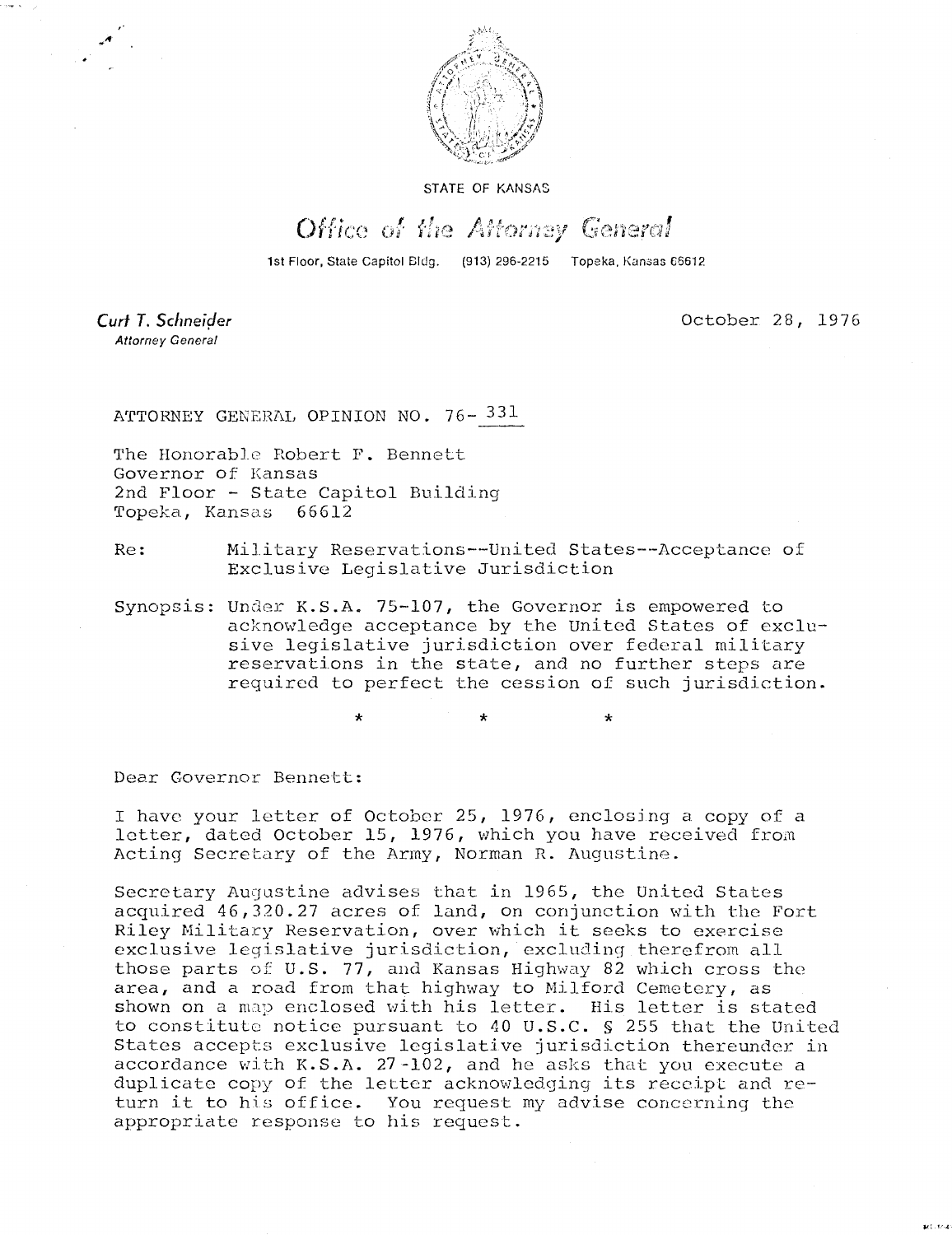STATE OF KANSAS

*Office of the Attorney General*

1st Floor, State Capitol Bldg. (913) 296-2215 Topeka, Kansas 66612

**Curt T. Schneider**
*Attorney General*

October 28, 1976

ATTORNEY GENERAL OPINION NO. 76-331

The Honorable Robert F. Bennett
Governor of Kansas
2nd Floor - State Capitol Building
Topeka, Kansas 66612

Re: Military Reservations--United States--Acceptance of Exclusive Legislative Jurisdiction

Synopsis: Under K.S.A. 75-107, the Governor is empowered to acknowledge acceptance by the United States of exclusive legislative jurisdiction over federal military reservations in the state, and no further steps are required to perfect the cession of such jurisdiction.

\* \* \*

Dear Governor Bennett:

I have your letter of October 25, 1976, enclosing a copy of a letter, dated October 15, 1976, which you have received from Acting Secretary of the Army, Norman R. Augustine.

Secretary Augustine advises that in 1965, the United States acquired 46,320.27 acres of land, on conjunction with the Fort Riley Military Reservation, over which it seeks to exercise exclusive legislative jurisdiction, excluding therefrom all those parts of U.S. 77, and Kansas Highway 82 which cross the area, and a road from that highway to Milford Cemetery, as shown on a map enclosed with his letter. His letter is stated to constitute notice pursuant to 40 U.S.C. § 255 that the United States accepts exclusive legislative jurisdiction thereunder in accordance with K.S.A. 27-102, and he asks that you execute a duplicate copy of the letter acknowledging its receipt and return it to his office. You request my advise concerning the appropriate response to his request.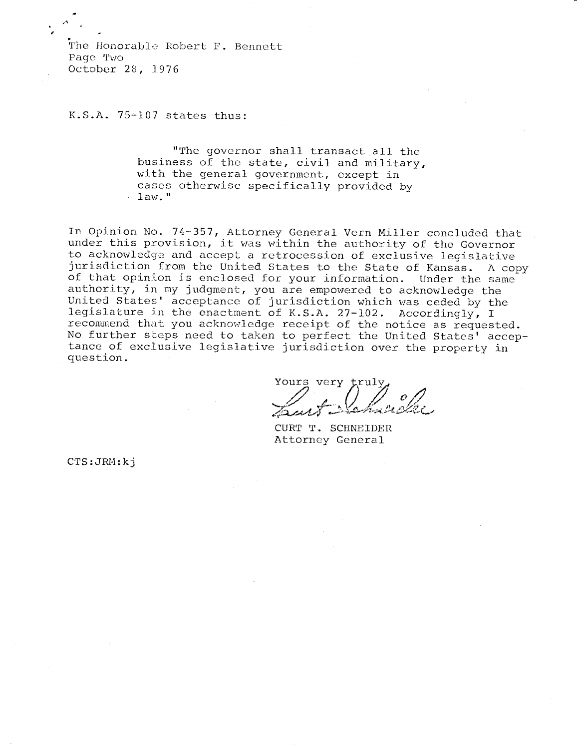The Honorable Robert F. Bennett
Page Two
October 28, 1976

K.S.A. 75-107 states thus:

> "The governor shall transact all the business of the state, civil and military, with the general government, except in cases otherwise specifically provided by law."

In Opinion No. 74-357, Attorney General Vern Miller concluded that under this provision, it was within the authority of the Governor to acknowledge and accept a retrocession of exclusive legislative jurisdiction from the United States to the State of Kansas. A copy of that opinion is enclosed for your information. Under the same authority, in my judgment, you are empowered to acknowledge the United States' acceptance of jurisdiction which was ceded by the legislature in the enactment of K.S.A. 27-102. Accordingly, I recommend that you acknowledge receipt of the notice as requested. No further steps need to taken to perfect the United States' acceptance of exclusive legislative jurisdiction over the property in question.

Yours very truly,

Curt Schneider

CURT T. SCHNEIDER
Attorney General

CTS:JRM:kj